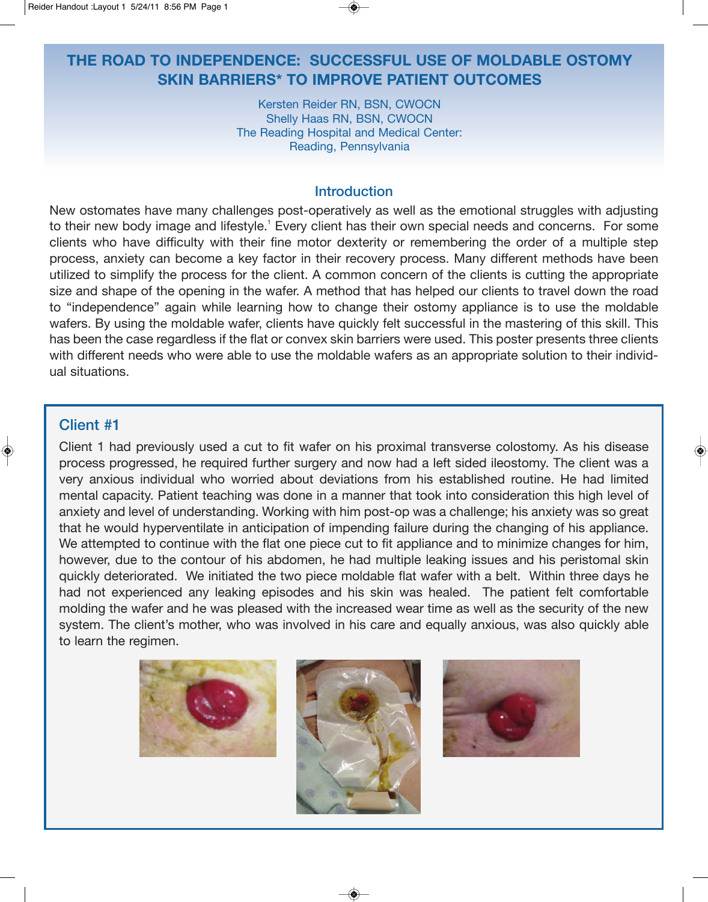# THE ROAD TO INDEPENDENCE: SUCCESSFUL USE OF MOLDABLE OSTOMY SKIN BARRIERS* TO IMPROVE PATIENT OUTCOMES

Kersten Reider RN, BSN, CWOCN
Shelly Haas RN, BSN, CWOCN
The Reading Hospital and Medical Center:
Reading, Pennsylvania

## Introduction

New ostomates have many challenges post-operatively as well as the emotional struggles with adjusting to their new body image and lifestyle.[1] Every client has their own special needs and concerns. For some clients who have difficulty with their fine motor dexterity or remembering the order of a multiple step process, anxiety can become a key factor in their recovery process. Many different methods have been utilized to simplify the process for the client. A common concern of the clients is cutting the appropriate size and shape of the opening in the wafer. A method that has helped our clients to travel down the road to "independence" again while learning how to change their ostomy appliance is to use the moldable wafers. By using the moldable wafer, clients have quickly felt successful in the mastering of this skill. This has been the case regardless if the flat or convex skin barriers were used. This poster presents three clients with different needs who were able to use the moldable wafers as an appropriate solution to their individual situations.

## Client #1

Client 1 had previously used a cut to fit wafer on his proximal transverse colostomy. As his disease process progressed, he required further surgery and now had a left sided ileostomy. The client was a very anxious individual who worried about deviations from his established routine. He had limited mental capacity. Patient teaching was done in a manner that took into consideration this high level of anxiety and level of understanding. Working with him post-op was a challenge; his anxiety was so great that he would hyperventilate in anticipation of impending failure during the changing of his appliance. We attempted to continue with the flat one piece cut to fit appliance and to minimize changes for him, however, due to the contour of his abdomen, he had multiple leaking issues and his peristomal skin quickly deteriorated. We initiated the two piece moldable flat wafer with a belt. Within three days he had not experienced any leaking episodes and his skin was healed. The patient felt comfortable molding the wafer and he was pleased with the increased wear time as well as the security of the new system. The client's mother, who was involved in his care and equally anxious, was also quickly able to learn the regimen.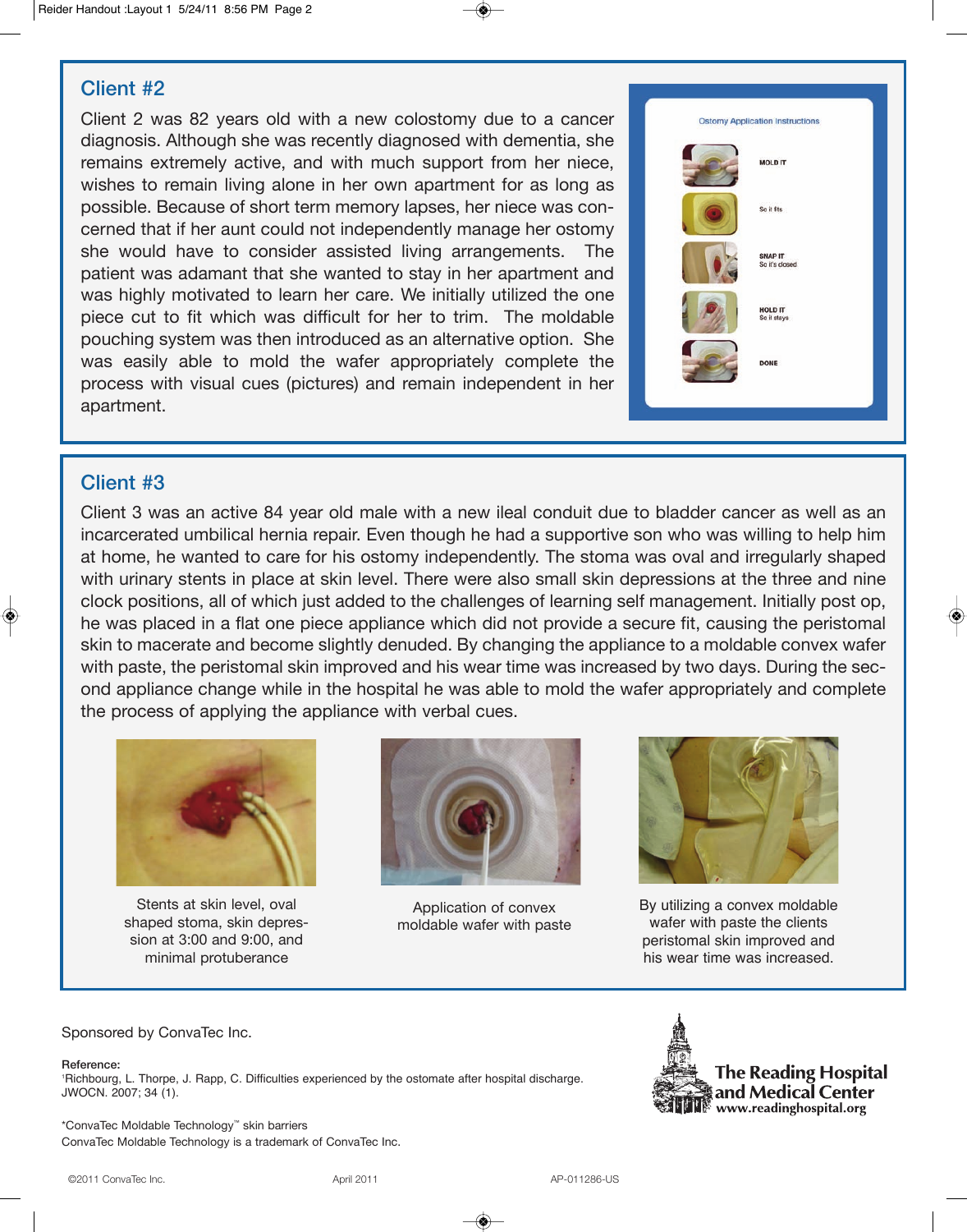## Client #2

Client 2 was 82 years old with a new colostomy due to a cancer diagnosis. Although she was recently diagnosed with dementia, she remains extremely active, and with much support from her niece, wishes to remain living alone in her own apartment for as long as possible. Because of short term memory lapses, her niece was concerned that if her aunt could not independently manage her ostomy she would have to consider assisted living arrangements. The patient was adamant that she wanted to stay in her apartment and was highly motivated to learn her care. We initially utilized the one piece cut to fit which was difficult for her to trim. The moldable pouching system was then introduced as an alternative option. She was easily able to mold the wafer appropriately complete the process with visual cues (pictures) and remain independent in her apartment.

Ostomy Application Instructions

MOLD IT

So it fits

SNAP IT
So it's closed

HOLD IT
So it stays

DONE

## Client #3

Client 3 was an active 84 year old male with a new ileal conduit due to bladder cancer as well as an incarcerated umbilical hernia repair. Even though he had a supportive son who was willing to help him at home, he wanted to care for his ostomy independently. The stoma was oval and irregularly shaped with urinary stents in place at skin level. There were also small skin depressions at the three and nine clock positions, all of which just added to the challenges of learning self management. Initially post op, he was placed in a flat one piece appliance which did not provide a secure fit, causing the peristomal skin to macerate and become slightly denuded. By changing the appliance to a moldable convex wafer with paste, the peristomal skin improved and his wear time was increased by two days. During the second appliance change while in the hospital he was able to mold the wafer appropriately and complete the process of applying the appliance with verbal cues.

Stents at skin level, oval shaped stoma, skin depression at 3:00 and 9:00, and minimal protuberance

Application of convex moldable wafer with paste

By utilizing a convex moldable wafer with paste the clients peristomal skin improved and his wear time was increased.

Sponsored by ConvaTec Inc.

**Reference:**
[1]Richbourg, L. Thorpe, J. Rapp, C. Difficulties experienced by the ostomate after hospital discharge. JWOCN. 2007; 34 (1).

*ConvaTec Moldable Technology™ skin barriers
ConvaTec Moldable Technology is a trademark of ConvaTec Inc.

The Reading Hospital and Medical Center
www.readinghospital.org

©2011 ConvaTec Inc. April 2011 AP-011286-US